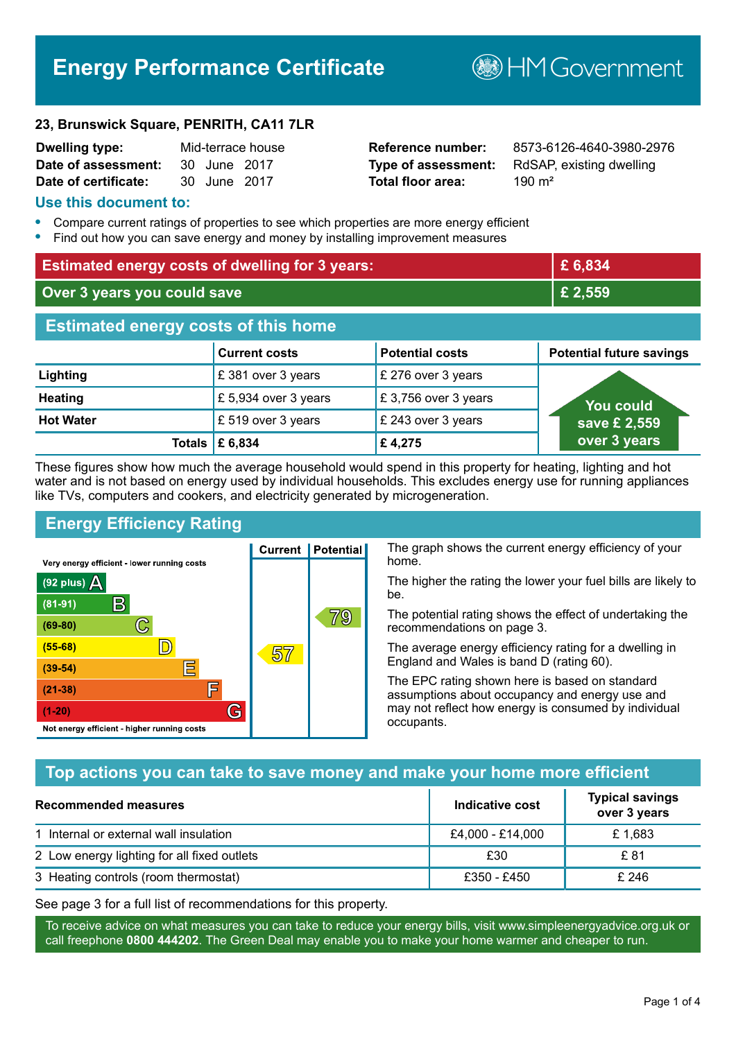# Energy Performance Certificate

HM Government

**23, Brunswick Square, PENRITH, CA11 7LR**

| | | | |
|---|---|---|---|
| **Dwelling type:** | Mid-terrace house | **Reference number:** | 8573-6126-4640-3980-2976 |
| **Date of assessment:** | 30 June 2017 | **Type of assessment:** | RdSAP, existing dwelling |
| **Date of certificate:** | 30 June 2017 | **Total floor area:** | 190 m² |

## Use this document to:

- Compare current ratings of properties to see which properties are more energy efficient
- Find out how you can save energy and money by installing improvement measures

| | |
|---|---|
| **Estimated energy costs of dwelling for 3 years:** | **£ 6,834** |
| **Over 3 years you could save** | **£ 2,559** |

## Estimated energy costs of this home

| | Current costs | Potential costs | Potential future savings |
|---|---|---|---|
| **Lighting** | £ 381 over 3 years | £ 276 over 3 years | You could save £ 2,559 over 3 years |
| **Heating** | £ 5,934 over 3 years | £ 3,756 over 3 years | |
| **Hot Water** | £ 519 over 3 years | £ 243 over 3 years | |
| **Totals** | **£ 6,834** | **£ 4,275** | |

These figures show how much the average household would spend in this property for heating, lighting and hot water and is not based on energy used by individual households. This excludes energy use for running appliances like TVs, computers and cookers, and electricity generated by microgeneration.

## Energy Efficiency Rating

| Rating | Current | Potential |
|---|---|---|
| Very energy efficient - lower running costs | | |
| (92 plus) A | | |
| (81-91) B | | |
| (69-80) C | | 79 |
| (55-68) D | 57 | |
| (39-54) E | | |
| (21-38) F | | |
| (1-20) G | | |
| Not energy efficient - higher running costs | | |

The graph shows the current energy efficiency of your home.

The higher the rating the lower your fuel bills are likely to be.

The potential rating shows the effect of undertaking the recommendations on page 3.

The average energy efficiency rating for a dwelling in England and Wales is band D (rating 60).

The EPC rating shown here is based on standard assumptions about occupancy and energy use and may not reflect how energy is consumed by individual occupants.

## Top actions you can take to save money and make your home more efficient

| Recommended measures | Indicative cost | Typical savings over 3 years |
|---|---|---|
| 1 Internal or external wall insulation | £4,000 - £14,000 | £ 1,683 |
| 2 Low energy lighting for all fixed outlets | £30 | £ 81 |
| 3 Heating controls (room thermostat) | £350 - £450 | £ 246 |

See page 3 for a full list of recommendations for this property.

To receive advice on what measures you can take to reduce your energy bills, visit www.simpleenergyadvice.org.uk or call freephone **0800 444202**. The Green Deal may enable you to make your home warmer and cheaper to run.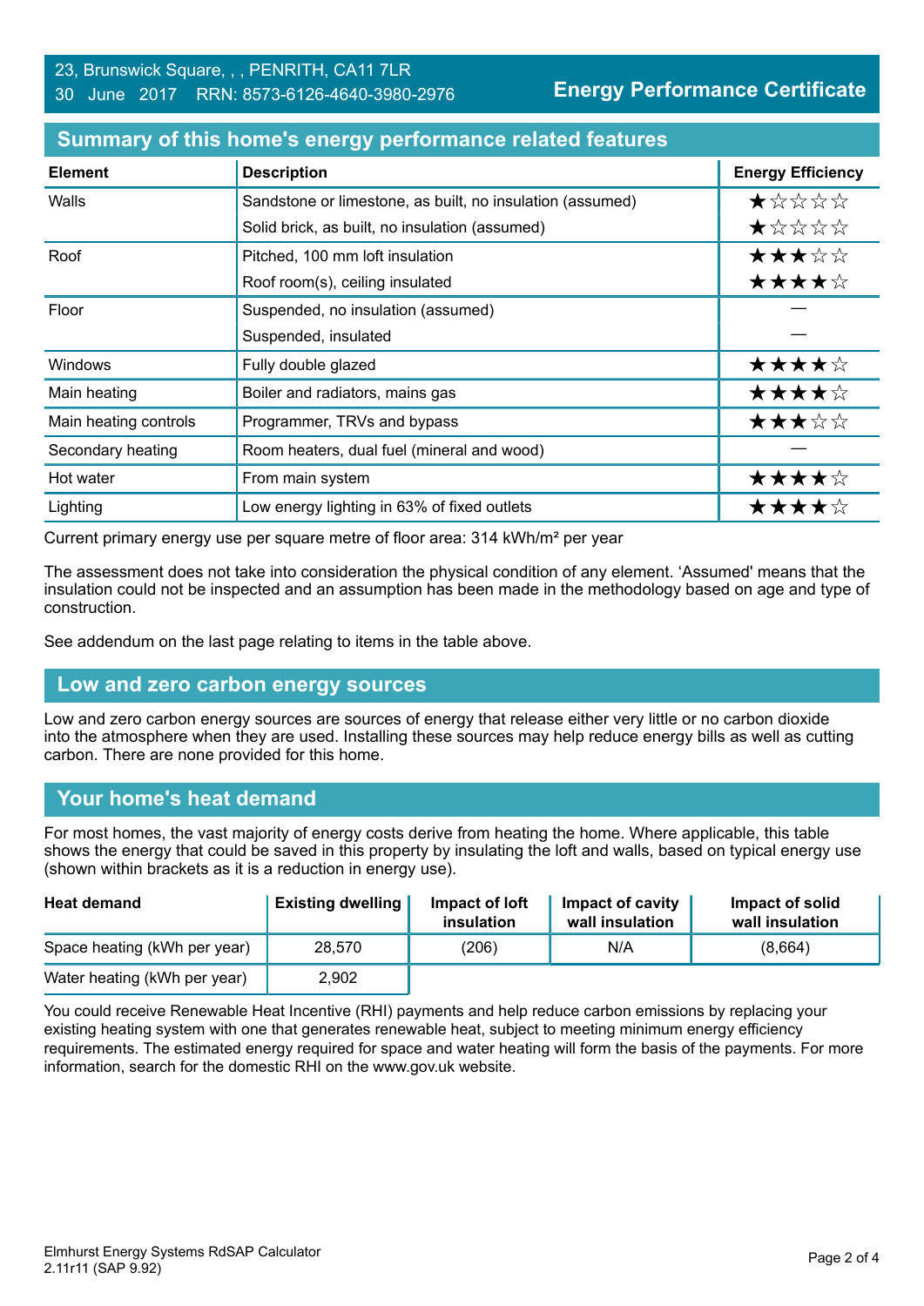23, Brunswick Square, , , PENRITH, CA11 7LR
30 June 2017 RRN: 8573-6126-4640-3980-2976

**Energy Performance Certificate**

## Summary of this home's energy performance related features

| Element | Description | Energy Efficiency |
|---|---|---|
| Walls | Sandstone or limestone, as built, no insulation (assumed) | ★☆☆☆☆ |
| | Solid brick, as built, no insulation (assumed) | ★☆☆☆☆ |
| Roof | Pitched, 100 mm loft insulation | ★★★☆☆ |
| | Roof room(s), ceiling insulated | ★★★★☆ |
| Floor | Suspended, no insulation (assumed) | — |
| | Suspended, insulated | — |
| Windows | Fully double glazed | ★★★★☆ |
| Main heating | Boiler and radiators, mains gas | ★★★★☆ |
| Main heating controls | Programmer, TRVs and bypass | ★★★☆☆ |
| Secondary heating | Room heaters, dual fuel (mineral and wood) | — |
| Hot water | From main system | ★★★★☆ |
| Lighting | Low energy lighting in 63% of fixed outlets | ★★★★☆ |

Current primary energy use per square metre of floor area: 314 kWh/m² per year

The assessment does not take into consideration the physical condition of any element. 'Assumed' means that the insulation could not be inspected and an assumption has been made in the methodology based on age and type of construction.

See addendum on the last page relating to items in the table above.

## Low and zero carbon energy sources

Low and zero carbon energy sources are sources of energy that release either very little or no carbon dioxide into the atmosphere when they are used. Installing these sources may help reduce energy bills as well as cutting carbon. There are none provided for this home.

## Your home's heat demand

For most homes, the vast majority of energy costs derive from heating the home. Where applicable, this table shows the energy that could be saved in this property by insulating the loft and walls, based on typical energy use (shown within brackets as it is a reduction in energy use).

| Heat demand | Existing dwelling | Impact of loft insulation | Impact of cavity wall insulation | Impact of solid wall insulation |
|---|---|---|---|---|
| Space heating (kWh per year) | 28,570 | (206) | N/A | (8,664) |
| Water heating (kWh per year) | 2,902 | | | |

You could receive Renewable Heat Incentive (RHI) payments and help reduce carbon emissions by replacing your existing heating system with one that generates renewable heat, subject to meeting minimum energy efficiency requirements. The estimated energy required for space and water heating will form the basis of the payments. For more information, search for the domestic RHI on the www.gov.uk website.

Elmhurst Energy Systems RdSAP Calculator
2.11r11 (SAP 9.92)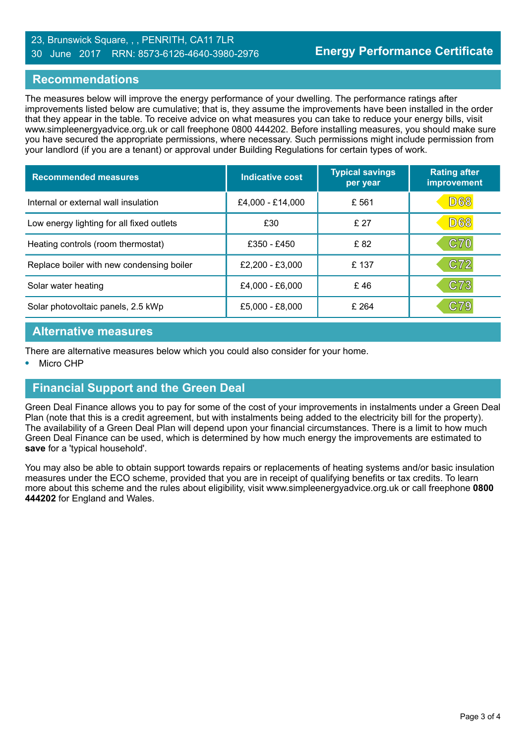23, Brunswick Square, , , PENRITH, CA11 7LR
30 June 2017 RRN: 8573-6126-4640-3980-2976

# Energy Performance Certificate

## Recommendations

The measures below will improve the energy performance of your dwelling. The performance ratings after improvements listed below are cumulative; that is, they assume the improvements have been installed in the order that they appear in the table. To receive advice on what measures you can take to reduce your energy bills, visit www.simpleenergyadvice.org.uk or call freephone 0800 444202. Before installing measures, you should make sure you have secured the appropriate permissions, where necessary. Such permissions might include permission from your landlord (if you are a tenant) or approval under Building Regulations for certain types of work.

| Recommended measures | Indicative cost | Typical savings per year | Rating after improvement |
|---|---|---|---|
| Internal or external wall insulation | £4,000 - £14,000 | £ 561 | D68 |
| Low energy lighting for all fixed outlets | £30 | £ 27 | D68 |
| Heating controls (room thermostat) | £350 - £450 | £ 82 | C70 |
| Replace boiler with new condensing boiler | £2,200 - £3,000 | £ 137 | C72 |
| Solar water heating | £4,000 - £6,000 | £ 46 | C73 |
| Solar photovoltaic panels, 2.5 kWp | £5,000 - £8,000 | £ 264 | C79 |

## Alternative measures

There are alternative measures below which you could also consider for your home.

- Micro CHP

## Financial Support and the Green Deal

Green Deal Finance allows you to pay for some of the cost of your improvements in instalments under a Green Deal Plan (note that this is a credit agreement, but with instalments being added to the electricity bill for the property). The availability of a Green Deal Plan will depend upon your financial circumstances. There is a limit to how much Green Deal Finance can be used, which is determined by how much energy the improvements are estimated to **save** for a 'typical household'.

You may also be able to obtain support towards repairs or replacements of heating systems and/or basic insulation measures under the ECO scheme, provided that you are in receipt of qualifying benefits or tax credits. To learn more about this scheme and the rules about eligibility, visit www.simpleenergyadvice.org.uk or call freephone **0800 444202** for England and Wales.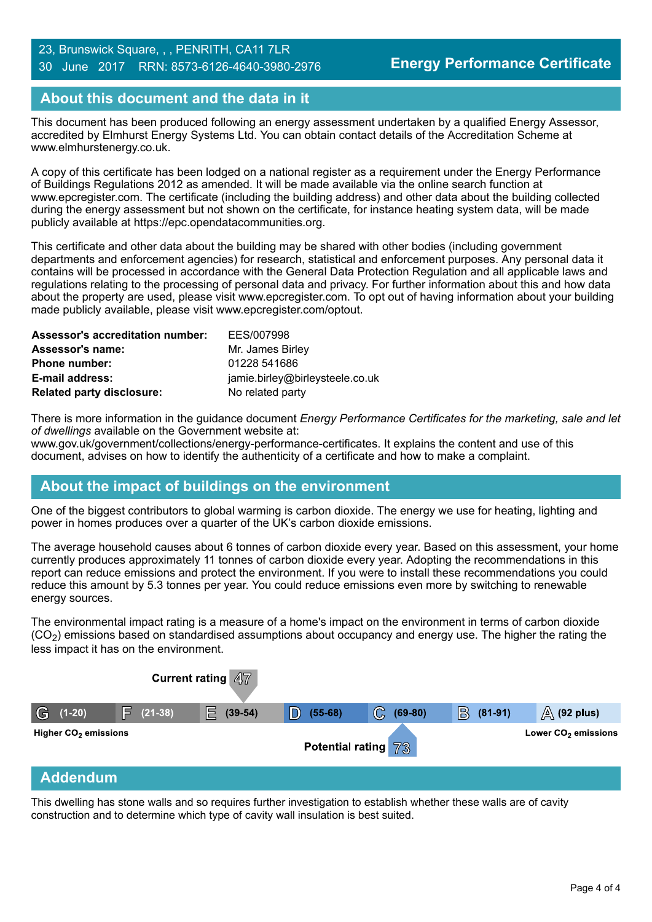23, Brunswick Square, , , PENRITH, CA11 7LR
30 June 2017 RRN: 8573-6126-4640-3980-2976

**Energy Performance Certificate**

## About this document and the data in it

This document has been produced following an energy assessment undertaken by a qualified Energy Assessor, accredited by Elmhurst Energy Systems Ltd. You can obtain contact details of the Accreditation Scheme at www.elmhurstenergy.co.uk.

A copy of this certificate has been lodged on a national register as a requirement under the Energy Performance of Buildings Regulations 2012 as amended. It will be made available via the online search function at www.epcregister.com. The certificate (including the building address) and other data about the building collected during the energy assessment but not shown on the certificate, for instance heating system data, will be made publicly available at https://epc.opendatacommunities.org.

This certificate and other data about the building may be shared with other bodies (including government departments and enforcement agencies) for research, statistical and enforcement purposes. Any personal data it contains will be processed in accordance with the General Data Protection Regulation and all applicable laws and regulations relating to the processing of personal data and privacy. For further information about this and how data about the property are used, please visit www.epcregister.com. To opt out of having information about your building made publicly available, please visit www.epcregister.com/optout.

| | |
|---|---|
| **Assessor's accreditation number:** | EES/007998 |
| **Assessor's name:** | Mr. James Birley |
| **Phone number:** | 01228 541686 |
| **E-mail address:** | jamie.birley@birleysteele.co.uk |
| **Related party disclosure:** | No related party |

There is more information in the guidance document *Energy Performance Certificates for the marketing, sale and let of dwellings* available on the Government website at: www.gov.uk/government/collections/energy-performance-certificates. It explains the content and use of this document, advises on how to identify the authenticity of a certificate and how to make a complaint.

## About the impact of buildings on the environment

One of the biggest contributors to global warming is carbon dioxide. The energy we use for heating, lighting and power in homes produces over a quarter of the UK's carbon dioxide emissions.

The average household causes about 6 tonnes of carbon dioxide every year. Based on this assessment, your home currently produces approximately 11 tonnes of carbon dioxide every year. Adopting the recommendations in this report can reduce emissions and protect the environment. If you were to install these recommendations you could reduce this amount by 5.3 tonnes per year. You could reduce emissions even more by switching to renewable energy sources.

The environmental impact rating is a measure of a home's impact on the environment in terms of carbon dioxide ($CO_2$) emissions based on standardised assumptions about occupancy and energy use. The higher the rating the less impact it has on the environment.

Current rating 47

G (1-20) F (21-38) E (39-54) D (55-68) C (69-80) B (81-91) A (92 plus)

Higher $CO_2$ emissions

Lower $CO_2$ emissions

Potential rating 73

## Addendum

This dwelling has stone walls and so requires further investigation to establish whether these walls are of cavity construction and to determine which type of cavity wall insulation is best suited.